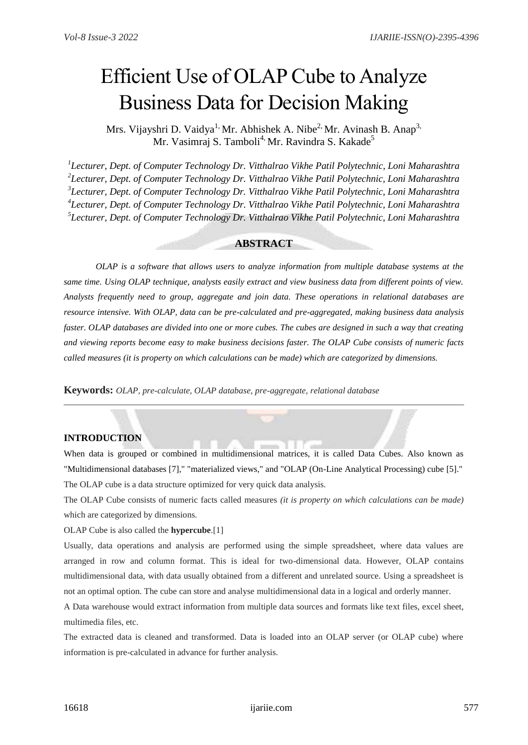# Efficient Use of OLAP Cube to Analyze Business Data for Decision Making

Mrs. Vijayshri D. Vaidya[1], Mr. Abhishek A. Nibe[2], Mr. Avinash B. Anap[3], Mr. Vasimraj S. Tamboli[4], Mr. Ravindra S. Kakade[5]

[1]*Lecturer, Dept. of Computer Technology Dr. Vitthalrao Vikhe Patil Polytechnic, Loni Maharashtra*
[2]*Lecturer, Dept. of Computer Technology Dr. Vitthalrao Vikhe Patil Polytechnic, Loni Maharashtra*
[3]*Lecturer, Dept. of Computer Technology Dr. Vitthalrao Vikhe Patil Polytechnic, Loni Maharashtra*
[4]*Lecturer, Dept. of Computer Technology Dr. Vitthalrao Vikhe Patil Polytechnic, Loni Maharashtra*
[5]*Lecturer, Dept. of Computer Technology Dr. Vitthalrao Vikhe Patil Polytechnic, Loni Maharashtra*

## ABSTRACT

*OLAP is a software that allows users to analyze information from multiple database systems at the same time. Using OLAP technique, analysts easily extract and view business data from different points of view. Analysts frequently need to group, aggregate and join data. These operations in relational databases are resource intensive. With OLAP, data can be pre-calculated and pre-aggregated, making business data analysis faster. OLAP databases are divided into one or more cubes. The cubes are designed in such a way that creating and viewing reports become easy to make business decisions faster. The OLAP Cube consists of numeric facts called measures (it is property on which calculations can be made) which are categorized by dimensions.*

**Keywords:** *OLAP, pre-calculate, OLAP database, pre-aggregate, relational database*

---

## INTRODUCTION

When data is grouped or combined in multidimensional matrices, it is called Data Cubes. Also known as "Multidimensional databases [7]," "materialized views," and "OLAP (On-Line Analytical Processing) cube [5]." The OLAP cube is a data structure optimized for very quick data analysis.

The OLAP Cube consists of numeric facts called measures *(it is property on which calculations can be made)* which are categorized by dimensions.

OLAP Cube is also called the **hypercube**.[1]

Usually, data operations and analysis are performed using the simple spreadsheet, where data values are arranged in row and column format. This is ideal for two-dimensional data. However, OLAP contains multidimensional data, with data usually obtained from a different and unrelated source. Using a spreadsheet is not an optimal option. The cube can store and analyse multidimensional data in a logical and orderly manner.

A Data warehouse would extract information from multiple data sources and formats like text files, excel sheet, multimedia files, etc.

The extracted data is cleaned and transformed. Data is loaded into an OLAP server (or OLAP cube) where information is pre-calculated in advance for further analysis.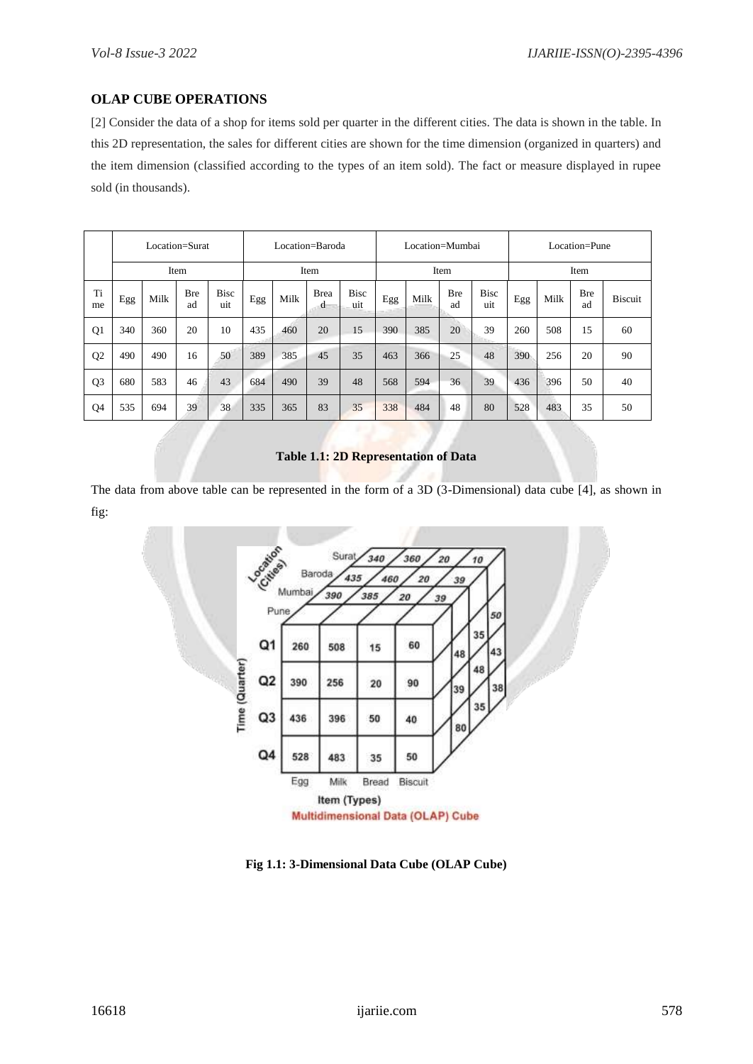## OLAP CUBE OPERATIONS

[2] Consider the data of a shop for items sold per quarter in the different cities. The data is shown in the table. In this 2D representation, the sales for different cities are shown for the time dimension (organized in quarters) and the item dimension (classified according to the types of an item sold). The fact or measure displayed in rupee sold (in thousands).

| | Location=Surat | | | | Location=Baroda | | | | Location=Mumbai | | | | Location=Pune | | | |
|---|---|---|---|---|---|---|---|---|---|---|---|---|---|---|---|---|
| | Item | | | | Item | | | | Item | | | | Item | | | |
| Time | Egg | Milk | Bread | Biscuit | Egg | Milk | Bread | Biscuit | Egg | Milk | Bread | Biscuit | Egg | Milk | Bread | Biscuit |
| Q1 | 340 | 360 | 20 | 10 | 435 | 460 | 20 | 15 | 390 | 385 | 20 | 39 | 260 | 508 | 15 | 60 |
| Q2 | 490 | 490 | 16 | 50 | 389 | 385 | 45 | 35 | 463 | 366 | 25 | 48 | 390 | 256 | 20 | 90 |
| Q3 | 680 | 583 | 46 | 43 | 684 | 490 | 39 | 48 | 568 | 594 | 36 | 39 | 436 | 396 | 50 | 40 |
| Q4 | 535 | 694 | 39 | 38 | 335 | 365 | 83 | 35 | 338 | 484 | 48 | 80 | 528 | 483 | 35 | 50 |

**Table 1.1: 2D Representation of Data**

The data from above table can be represented in the form of a 3D (3-Dimensional) data cube [4], as shown in fig:

**Fig 1.1: 3-Dimensional Data Cube (OLAP Cube)**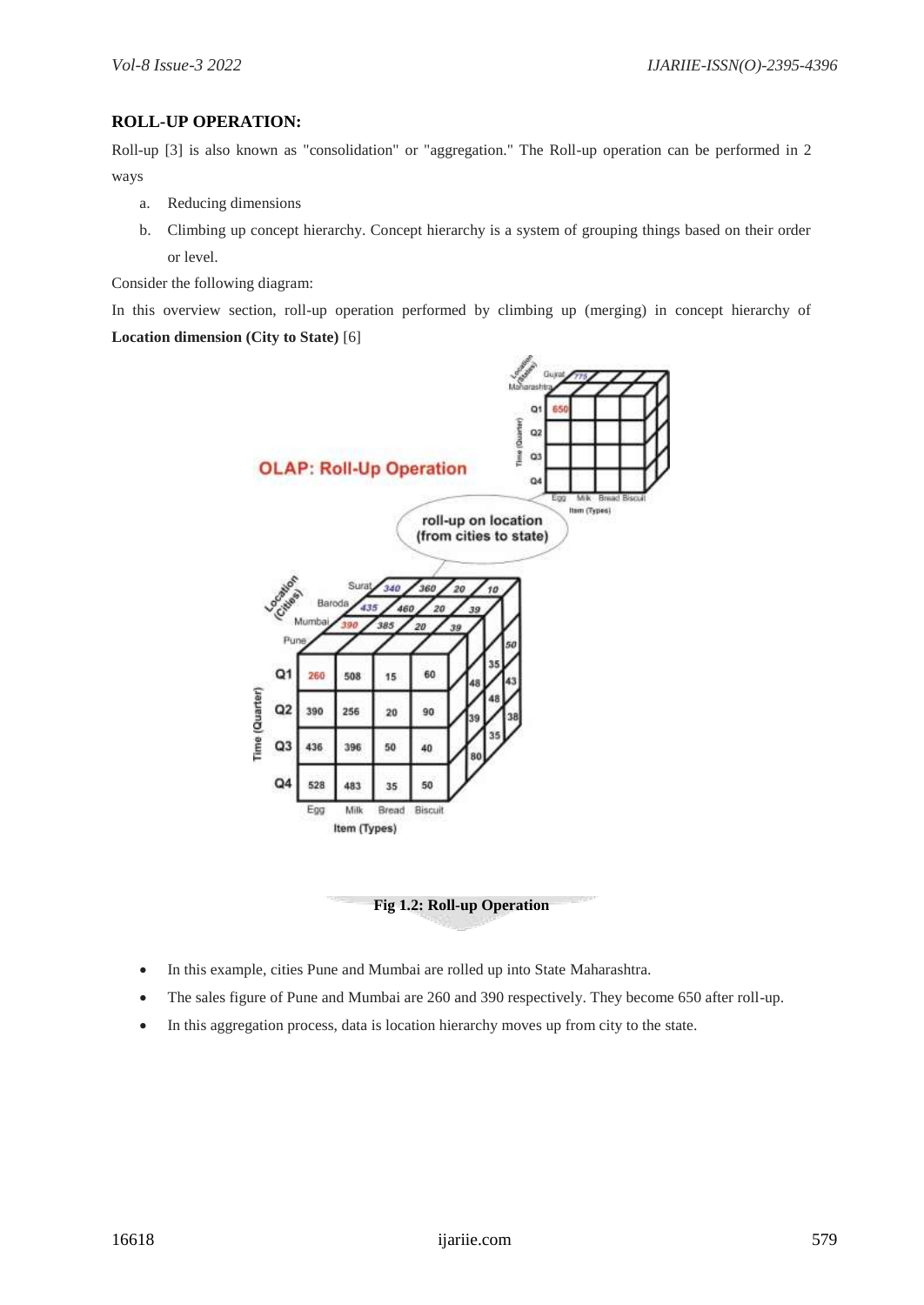**ROLL-UP OPERATION:**

Roll-up [3] is also known as "consolidation" or "aggregation." The Roll-up operation can be performed in 2 ways

a. Reducing dimensions
b. Climbing up concept hierarchy. Concept hierarchy is a system of grouping things based on their order or level.

Consider the following diagram:

In this overview section, roll-up operation performed by climbing up (merging) in concept hierarchy of **Location dimension (City to State)** [6]

**Fig 1.2: Roll-up Operation**

- In this example, cities Pune and Mumbai are rolled up into State Maharashtra.
- The sales figure of Pune and Mumbai are 260 and 390 respectively. They become 650 after roll-up.
- In this aggregation process, data is location hierarchy moves up from city to the state.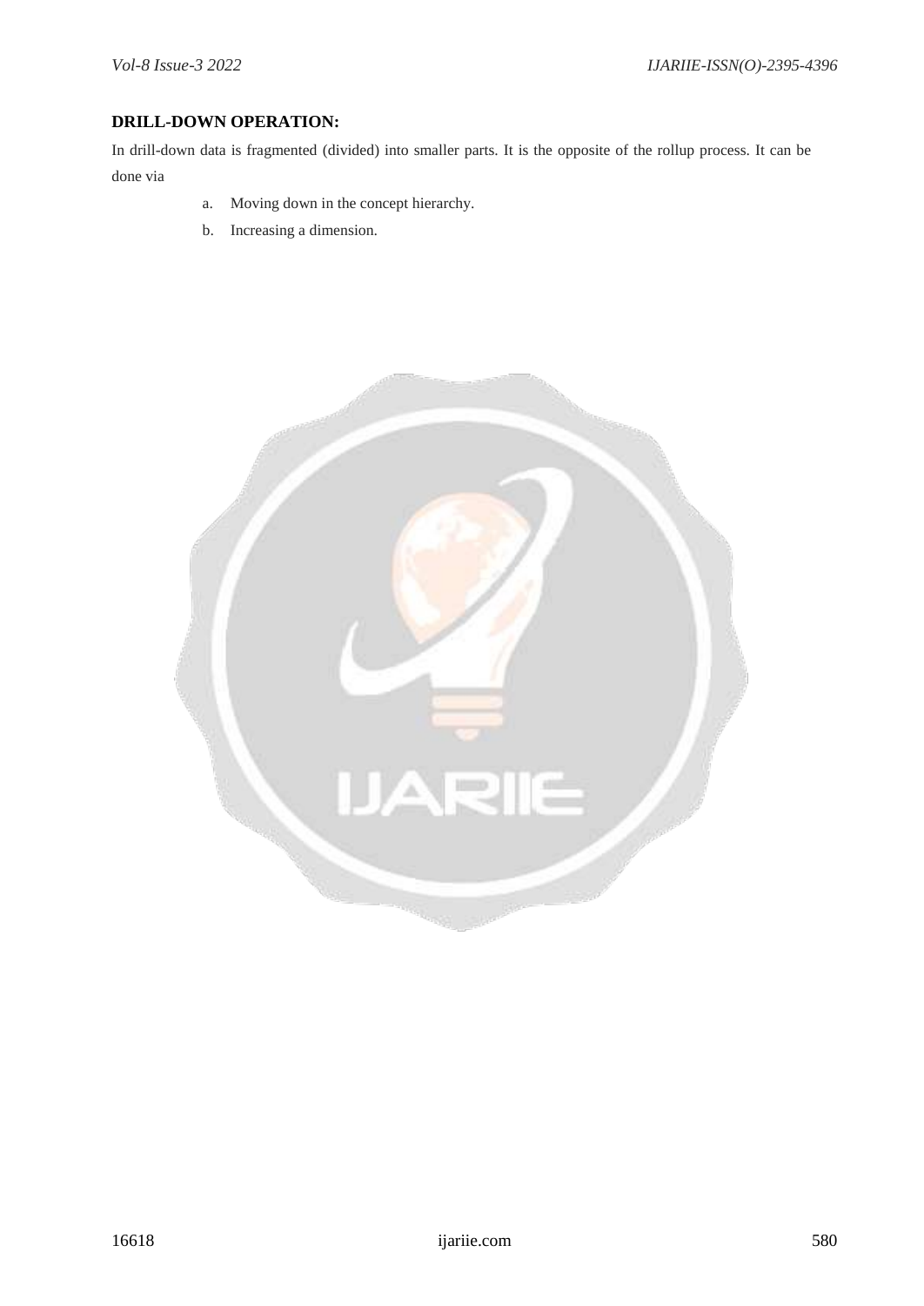**DRILL-DOWN OPERATION:**

In drill-down data is fragmented (divided) into smaller parts. It is the opposite of the rollup process. It can be done via

a. Moving down in the concept hierarchy.
b. Increasing a dimension.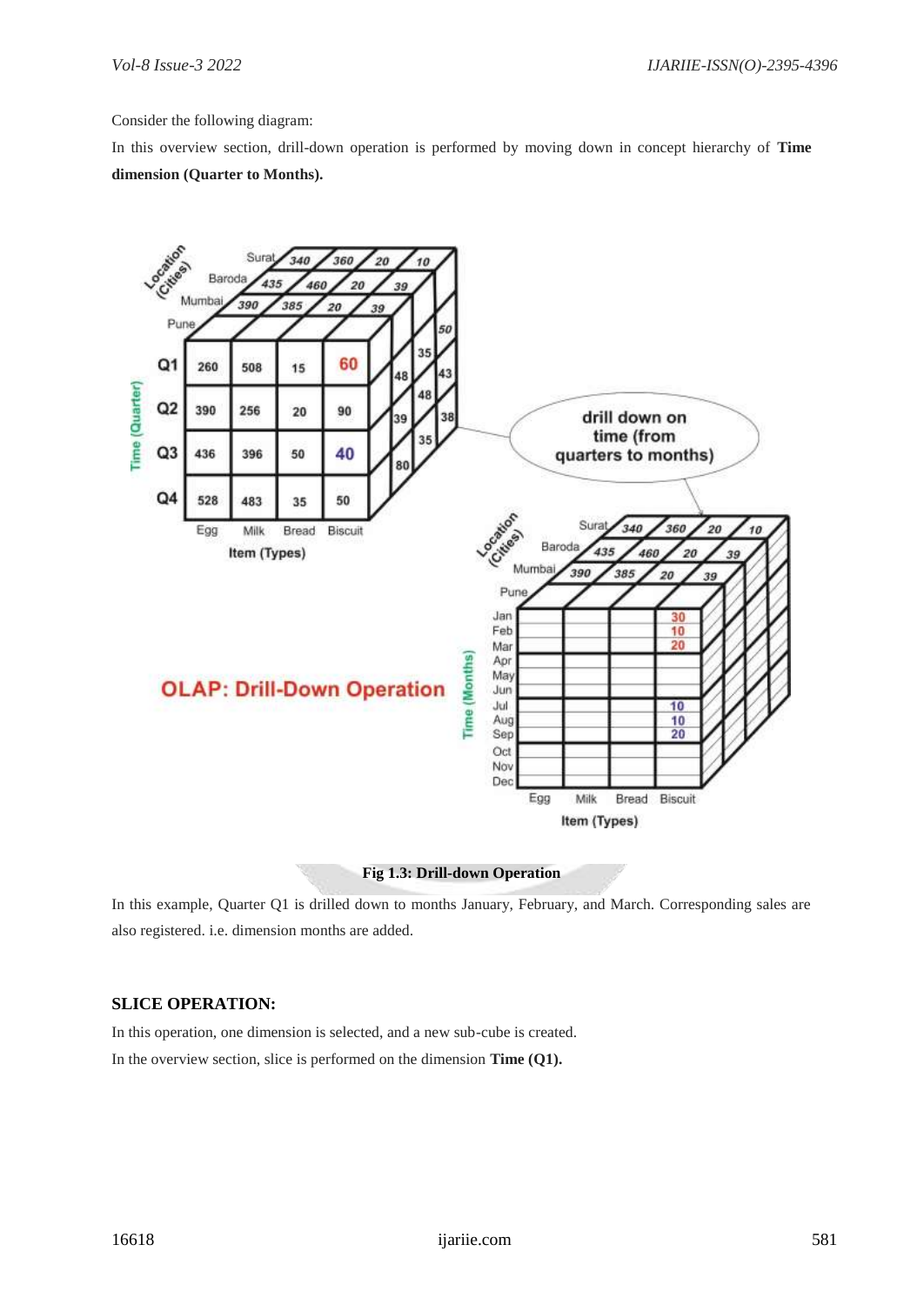Consider the following diagram:

In this overview section, drill-down operation is performed by moving down in concept hierarchy of **Time dimension (Quarter to Months).**

**Fig 1.3: Drill-down Operation**

In this example, Quarter Q1 is drilled down to months January, February, and March. Corresponding sales are also registered. i.e. dimension months are added.

### SLICE OPERATION:

In this operation, one dimension is selected, and a new sub-cube is created.

In the overview section, slice is performed on the dimension **Time (Q1).**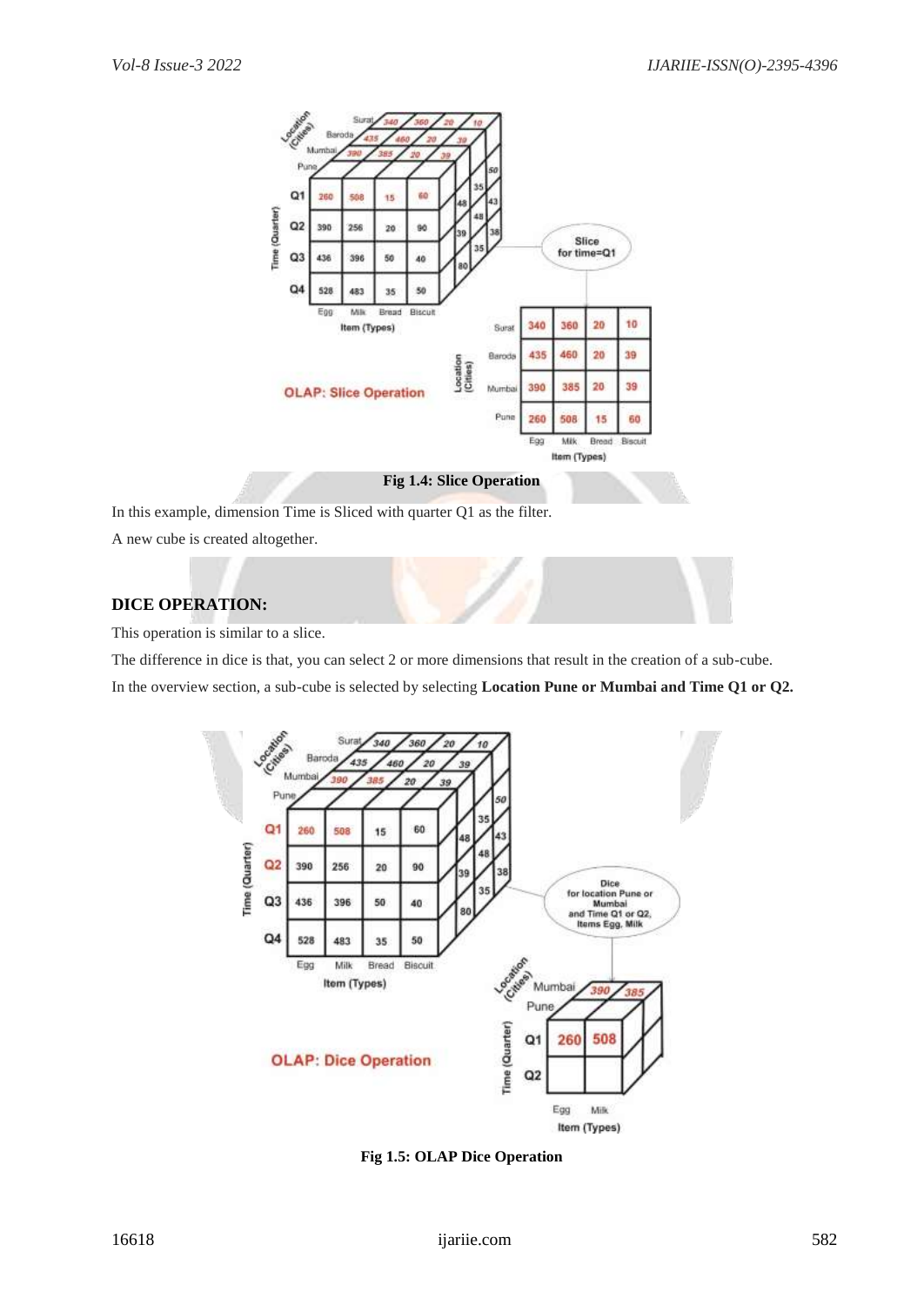Fig 1.4: Slice Operation

In this example, dimension Time is Sliced with quarter Q1 as the filter.

A new cube is created altogether.

## DICE OPERATION:

This operation is similar to a slice.

The difference in dice is that, you can select 2 or more dimensions that result in the creation of a sub-cube.

In the overview section, a sub-cube is selected by selecting **Location Pune or Mumbai and Time Q1 or Q2.**

Fig 1.5: OLAP Dice Operation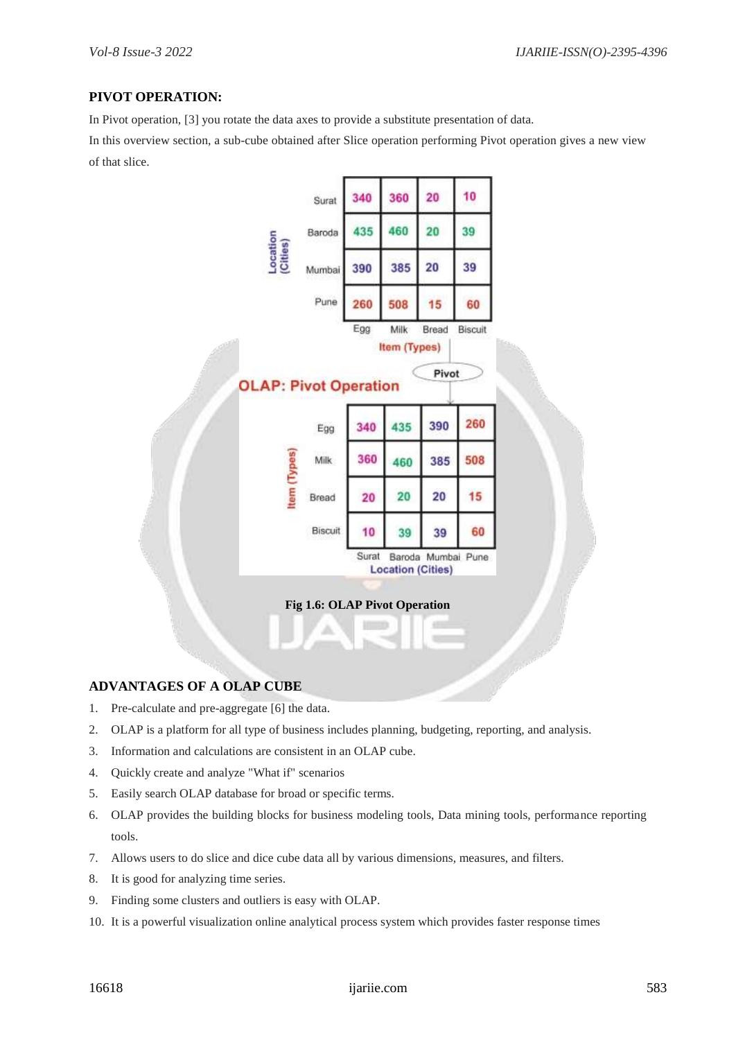## PIVOT OPERATION:

In Pivot operation, [3] you rotate the data axes to provide a substitute presentation of data.

In this overview section, a sub-cube obtained after Slice operation performing Pivot operation gives a new view of that slice.

**OLAP: Pivot Operation**

| Location (Cities) \ Item (Types) | Egg | Milk | Bread | Biscuit |
|---|---|---|---|---|
| Surat | 340 | 360 | 20 | 10 |
| Baroda | 435 | 460 | 20 | 39 |
| Mumbai | 390 | 385 | 20 | 39 |
| Pune | 260 | 508 | 15 | 60 |

Pivot

| Item (Types) \ Location (Cities) | Surat | Baroda | Mumbai | Pune |
|---|---|---|---|---|
| Egg | 340 | 435 | 390 | 260 |
| Milk | 360 | 460 | 385 | 508 |
| Bread | 20 | 20 | 20 | 15 |
| Biscuit | 10 | 39 | 39 | 60 |

**Fig 1.6: OLAP Pivot Operation**

## ADVANTAGES OF A OLAP CUBE

1. Pre-calculate and pre-aggregate [6] the data.
2. OLAP is a platform for all type of business includes planning, budgeting, reporting, and analysis.
3. Information and calculations are consistent in an OLAP cube.
4. Quickly create and analyze "What if" scenarios
5. Easily search OLAP database for broad or specific terms.
6. OLAP provides the building blocks for business modeling tools, Data mining tools, performance reporting tools.
7. Allows users to do slice and dice cube data all by various dimensions, measures, and filters.
8. It is good for analyzing time series.
9. Finding some clusters and outliers is easy with OLAP.
10. It is a powerful visualization online analytical process system which provides faster response times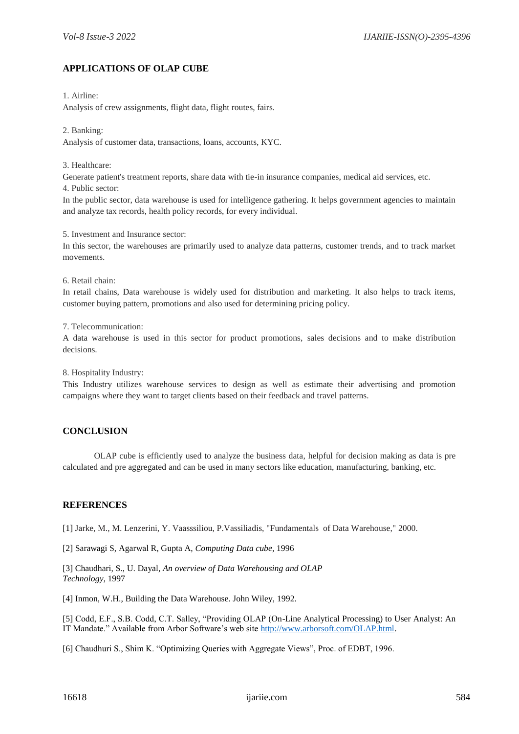## APPLICATIONS OF OLAP CUBE

1. Airline:
Analysis of crew assignments, flight data, flight routes, fairs.

2. Banking:
Analysis of customer data, transactions, loans, accounts, KYC.

3. Healthcare:
Generate patient's treatment reports, share data with tie-in insurance companies, medical aid services, etc.

4. Public sector:
In the public sector, data warehouse is used for intelligence gathering. It helps government agencies to maintain and analyze tax records, health policy records, for every individual.

5. Investment and Insurance sector:
In this sector, the warehouses are primarily used to analyze data patterns, customer trends, and to track market movements.

6. Retail chain:
In retail chains, Data warehouse is widely used for distribution and marketing. It also helps to track items, customer buying pattern, promotions and also used for determining pricing policy.

7. Telecommunication:
A data warehouse is used in this sector for product promotions, sales decisions and to make distribution decisions.

8. Hospitality Industry:
This Industry utilizes warehouse services to design as well as estimate their advertising and promotion campaigns where they want to target clients based on their feedback and travel patterns.

## CONCLUSION

OLAP cube is efficiently used to analyze the business data, helpful for decision making as data is pre calculated and pre aggregated and can be used in many sectors like education, manufacturing, banking, etc.

## REFERENCES

[1] Jarke, M., M. Lenzerini, Y. Vaasssiliou, P.Vassiliadis, "Fundamentals of Data Warehouse," 2000.

[2] Sarawagi S, Agarwal R, Gupta A, *Computing Data cube*, 1996

[3] Chaudhari, S., U. Dayal, *An overview of Data Warehousing and OLAP Technology*, 1997

[4] Inmon, W.H., Building the Data Warehouse. John Wiley, 1992.

[5] Codd, E.F., S.B. Codd, C.T. Salley, "Providing OLAP (On-Line Analytical Processing) to User Analyst: An IT Mandate." Available from Arbor Software's web site http://www.arborsoft.com/OLAP.html.

[6] Chaudhuri S., Shim K. "Optimizing Queries with Aggregate Views", Proc. of EDBT, 1996.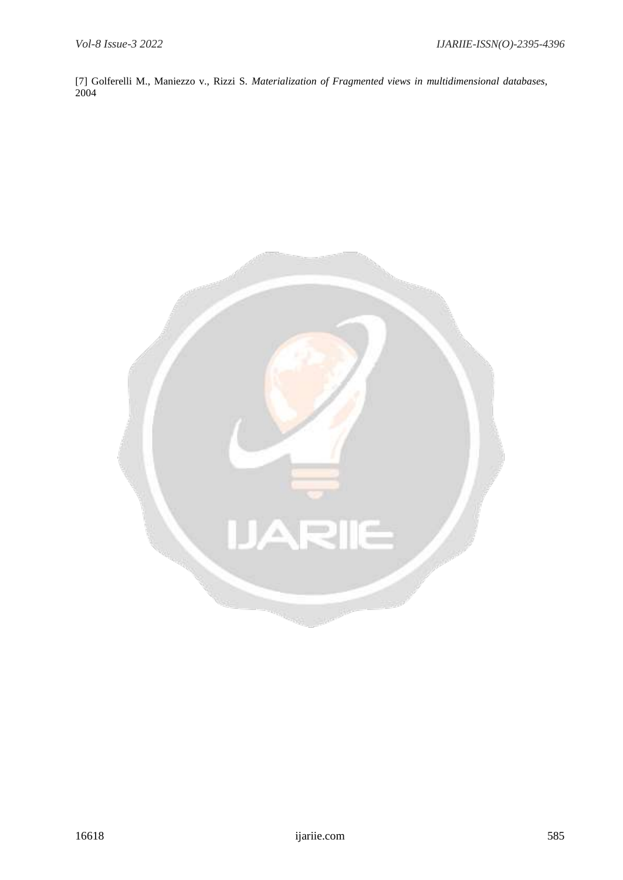[7] Golferelli M., Maniezzo v., Rizzi S. *Materialization of Fragmented views in multidimensional databases*, 2004